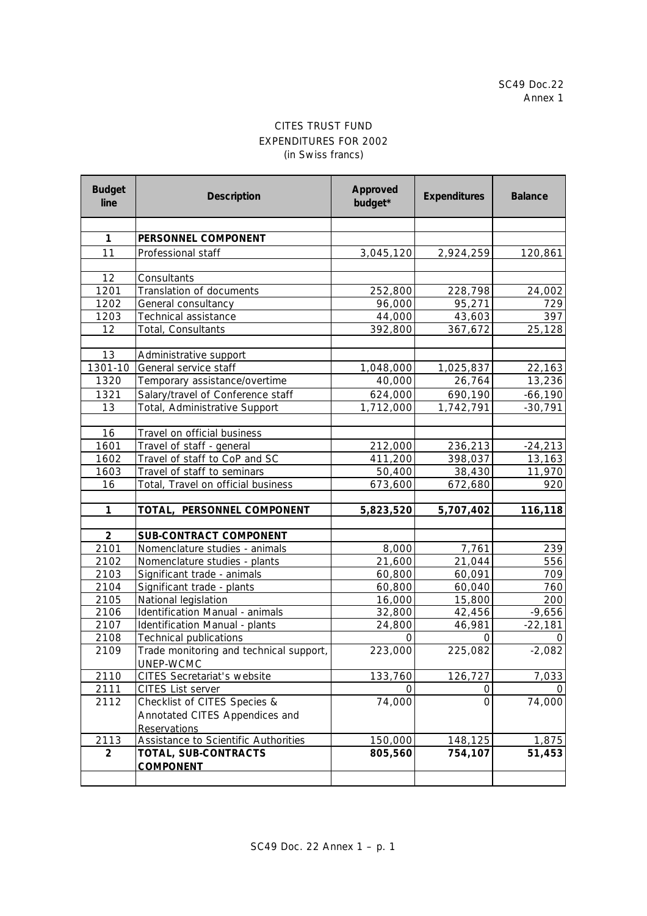SC49 Doc.22
Annex 1

CITES TRUST FUND
EXPENDITURES FOR 2002
(in Swiss francs)

| Budget line | Description | Approved budget* | Expenditures | Balance |
|---|---|---|---|---|
| | | | | |
| **1** | **PERSONNEL COMPONENT** | | | |
| 11 | Professional staff | 3,045,120 | 2,924,259 | 120,861 |
| | | | | |
| 12 | Consultants | | | |
| 1201 | Translation of documents | 252,800 | 228,798 | 24,002 |
| 1202 | General consultancy | 96,000 | 95,271 | 729 |
| 1203 | Technical assistance | 44,000 | 43,603 | 397 |
| 12 | Total, Consultants | 392,800 | 367,672 | 25,128 |
| | | | | |
| 13 | Administrative support | | | |
| 1301-10 | General service staff | 1,048,000 | 1,025,837 | 22,163 |
| 1320 | Temporary assistance/overtime | 40,000 | 26,764 | 13,236 |
| 1321 | Salary/travel of Conference staff | 624,000 | 690,190 | -66,190 |
| 13 | Total, Administrative Support | 1,712,000 | 1,742,791 | -30,791 |
| | | | | |
| 16 | Travel on official business | | | |
| 1601 | Travel of staff - general | 212,000 | 236,213 | -24,213 |
| 1602 | Travel of staff to CoP and SC | 411,200 | 398,037 | 13,163 |
| 1603 | Travel of staff to seminars | 50,400 | 38,430 | 11,970 |
| 16 | Total, Travel on official business | 673,600 | 672,680 | 920 |
| | | | | |
| **1** | **TOTAL, PERSONNEL COMPONENT** | **5,823,520** | **5,707,402** | **116,118** |
| | | | | |
| **2** | **SUB-CONTRACT COMPONENT** | | | |
| 2101 | Nomenclature studies - animals | 8,000 | 7,761 | 239 |
| 2102 | Nomenclature studies - plants | 21,600 | 21,044 | 556 |
| 2103 | Significant trade - animals | 60,800 | 60,091 | 709 |
| 2104 | Significant trade - plants | 60,800 | 60,040 | 760 |
| 2105 | National legislation | 16,000 | 15,800 | 200 |
| 2106 | Identification Manual - animals | 32,800 | 42,456 | -9,656 |
| 2107 | Identification Manual - plants | 24,800 | 46,981 | -22,181 |
| 2108 | Technical publications | 0 | 0 | 0 |
| 2109 | Trade monitoring and technical support, UNEP-WCMC | 223,000 | 225,082 | -2,082 |
| 2110 | CITES Secretariat's website | 133,760 | 126,727 | 7,033 |
| 2111 | CITES List server | 0 | 0 | 0 |
| 2112 | Checklist of CITES Species & Annotated CITES Appendices and Reservations | 74,000 | 0 | 74,000 |
| 2113 | Assistance to Scientific Authorities | 150,000 | 148,125 | 1,875 |
| **2** | **TOTAL, SUB-CONTRACTS COMPONENT** | **805,560** | **754,107** | **51,453** |
| | | | | |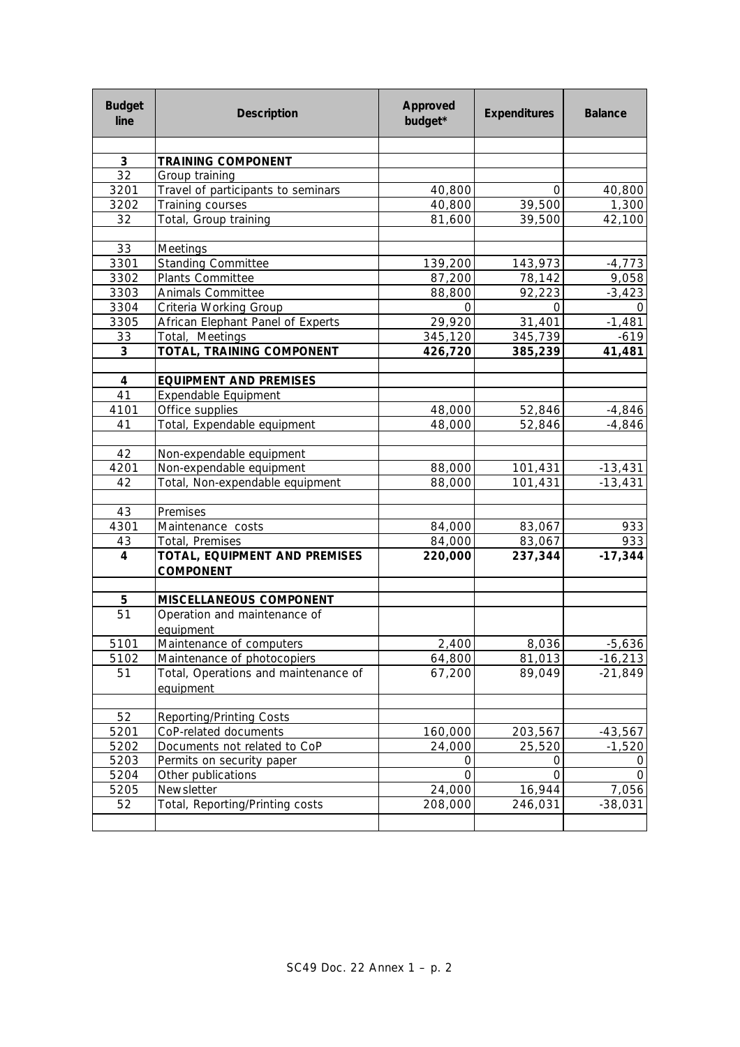| Budget line | Description | Approved budget* | Expenditures | Balance |
|---|---|---|---|---|
| | | | | |
| **3** | **TRAINING COMPONENT** | | | |
| 32 | Group training | | | |
| 3201 | Travel of participants to seminars | 40,800 | 0 | 40,800 |
| 3202 | Training courses | 40,800 | 39,500 | 1,300 |
| 32 | Total, Group training | 81,600 | 39,500 | 42,100 |
| | | | | |
| 33 | Meetings | | | |
| 3301 | Standing Committee | 139,200 | 143,973 | -4,773 |
| 3302 | Plants Committee | 87,200 | 78,142 | 9,058 |
| 3303 | Animals Committee | 88,800 | 92,223 | -3,423 |
| 3304 | Criteria Working Group | 0 | 0 | 0 |
| 3305 | African Elephant Panel of Experts | 29,920 | 31,401 | -1,481 |
| 33 | Total, Meetings | 345,120 | 345,739 | -619 |
| **3** | **TOTAL, TRAINING COMPONENT** | **426,720** | **385,239** | **41,481** |
| | | | | |
| **4** | **EQUIPMENT AND PREMISES** | | | |
| 41 | Expendable Equipment | | | |
| 4101 | Office supplies | 48,000 | 52,846 | -4,846 |
| 41 | Total, Expendable equipment | 48,000 | 52,846 | -4,846 |
| | | | | |
| 42 | Non-expendable equipment | | | |
| 4201 | Non-expendable equipment | 88,000 | 101,431 | -13,431 |
| 42 | Total, Non-expendable equipment | 88,000 | 101,431 | -13,431 |
| | | | | |
| 43 | Premises | | | |
| 4301 | Maintenance costs | 84,000 | 83,067 | 933 |
| 43 | Total, Premises | 84,000 | 83,067 | 933 |
| **4** | **TOTAL, EQUIPMENT AND PREMISES COMPONENT** | **220,000** | **237,344** | **-17,344** |
| | | | | |
| **5** | **MISCELLANEOUS COMPONENT** | | | |
| 51 | Operation and maintenance of equipment | | | |
| 5101 | Maintenance of computers | 2,400 | 8,036 | -5,636 |
| 5102 | Maintenance of photocopiers | 64,800 | 81,013 | -16,213 |
| 51 | Total, Operations and maintenance of equipment | 67,200 | 89,049 | -21,849 |
| | | | | |
| 52 | Reporting/Printing Costs | | | |
| 5201 | CoP-related documents | 160,000 | 203,567 | -43,567 |
| 5202 | Documents not related to CoP | 24,000 | 25,520 | -1,520 |
| 5203 | Permits on security paper | 0 | 0 | 0 |
| 5204 | Other publications | 0 | 0 | 0 |
| 5205 | Newsletter | 24,000 | 16,944 | 7,056 |
| 52 | Total, Reporting/Printing costs | 208,000 | 246,031 | -38,031 |
| | | | | |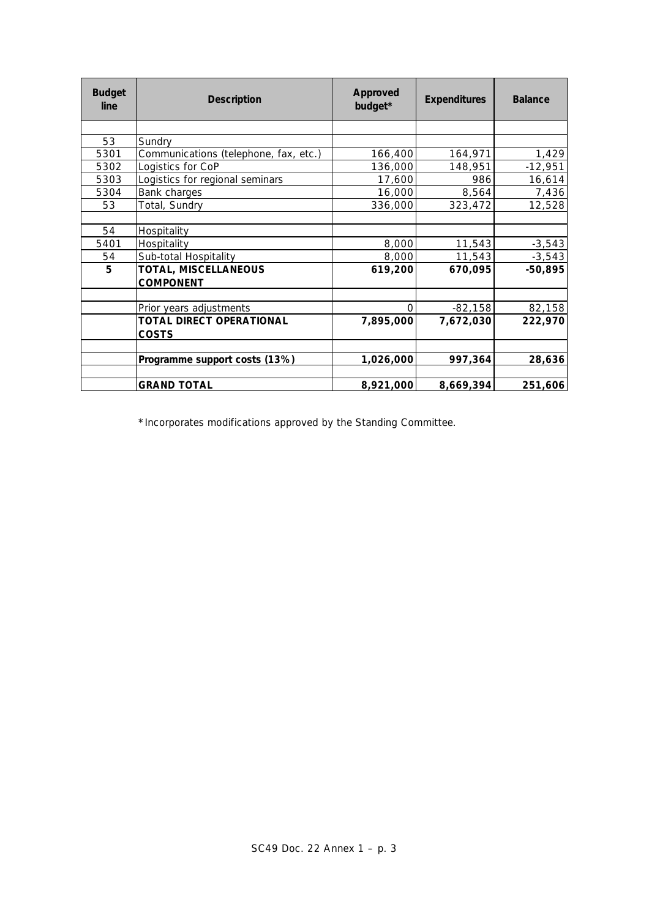| Budget line | Description | Approved budget* | Expenditures | Balance |
|---|---|---|---|---|
| | | | | |
| 53 | Sundry | | | |
| 5301 | Communications (telephone, fax, etc.) | 166,400 | 164,971 | 1,429 |
| 5302 | Logistics for CoP | 136,000 | 148,951 | -12,951 |
| 5303 | Logistics for regional seminars | 17,600 | 986 | 16,614 |
| 5304 | Bank charges | 16,000 | 8,564 | 7,436 |
| 53 | Total, Sundry | 336,000 | 323,472 | 12,528 |
| | | | | |
| 54 | Hospitality | | | |
| 5401 | Hospitality | 8,000 | 11,543 | -3,543 |
| 54 | Sub-total Hospitality | 8,000 | 11,543 | -3,543 |
| **5** | **TOTAL, MISCELLANEOUS COMPONENT** | **619,200** | **670,095** | **-50,895** |
| | | | | |
| | Prior years adjustments | 0 | -82,158 | 82,158 |
| | **TOTAL DIRECT OPERATIONAL COSTS** | **7,895,000** | **7,672,030** | **222,970** |
| | | | | |
| | **Programme support costs (13%)** | **1,026,000** | **997,364** | **28,636** |
| | | | | |
| | **GRAND TOTAL** | **8,921,000** | **8,669,394** | **251,606** |

*Incorporates modifications approved by the Standing Committee.